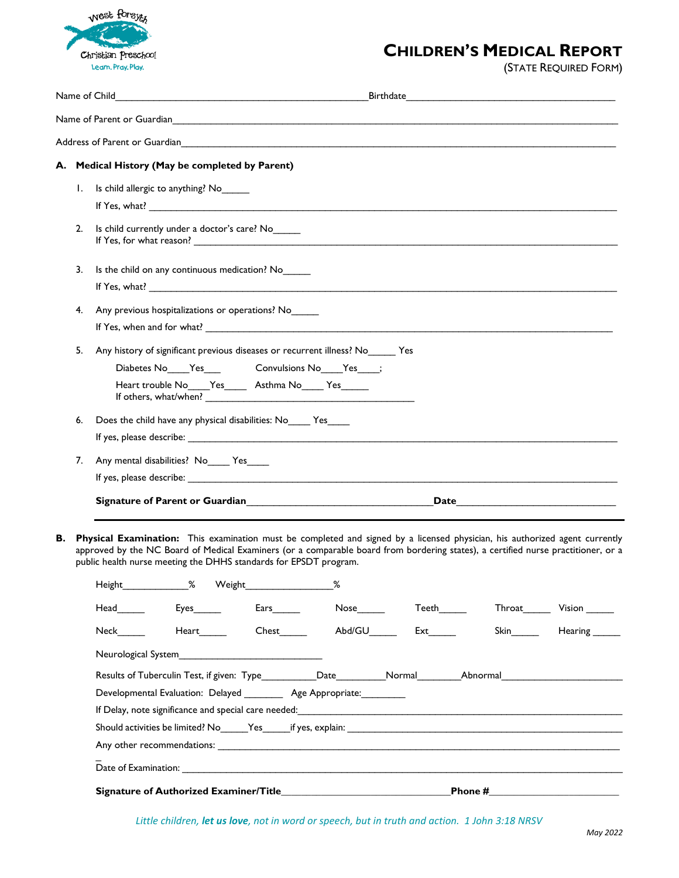West Forsyth Christian Preschool
Learn. Pray. Play.

# CHILDREN'S MEDICAL REPORT

(STATE REQUIRED FORM)

Name of Child________________________________________Birthdate____________________________________

Name of Parent or Guardian________________________________________________________________________

Address of Parent or Guardian_______________________________________________________________________

## A. Medical History (May be completed by Parent)

1. Is child allergic to anything? No_____
   If Yes, what? ____________________________________________________________________________

2. Is child currently under a doctor's care? No_____
   If Yes, for what reason? ___________________________________________________________________

3. Is the child on any continuous medication? No_____
   If Yes, what? ____________________________________________________________________________

4. Any previous hospitalizations or operations? No_____
   If Yes, when and for what? _________________________________________________________________

5. Any history of significant previous diseases or recurrent illness? No_____ Yes

   Diabetes No____Yes___ Convulsions No____Yes____;

   Heart trouble No____Yes____ Asthma No____ Yes_____
   If others, what/when? __________________________________

6. Does the child have any physical disabilities: No____ Yes____
   If yes, please describe: ___________________________________________________________________

7. Any mental disabilities? No____ Yes____
   If yes, please describe: ___________________________________________________________________

**Signature of Parent or Guardian**________________________________**Date**____________________________

## B. Physical Examination:

This examination must be completed and signed by a licensed physician, his authorized agent currently approved by the NC Board of Medical Examiners (or a comparable board from bordering states), a certified nurse practitioner, or a public health nurse meeting the DHHS standards for EPSDT program.

Height____________% Weight________________%

Head_____ Eyes_____ Ears_____ Nose_____ Teeth_____ Throat_____ Vision _____

Neck_____ Heart_____ Chest_____ Abd/GU_____ Ext_____ Skin_____ Hearing _____

Neurological System__________________________

Results of Tuberculin Test, if given: Type__________Date_________Normal________Abnormal______________________

Developmental Evaluation: Delayed _______ Age Appropriate:________

If Delay, note significance and special care needed:_____________________________________________________

Should activities be limited? No_____Yes_____if yes, explain: _____________________________________________

Any other recommendations: ______________________________________________________________________

Date of Examination: _____________________________________________________________________________

**Signature of Authorized Examiner/Title**______________________________**Phone #**_______________________

*Little children, **let us love**, not in word or speech, but in truth and action. 1 John 3:18 NRSV*

*May 2022*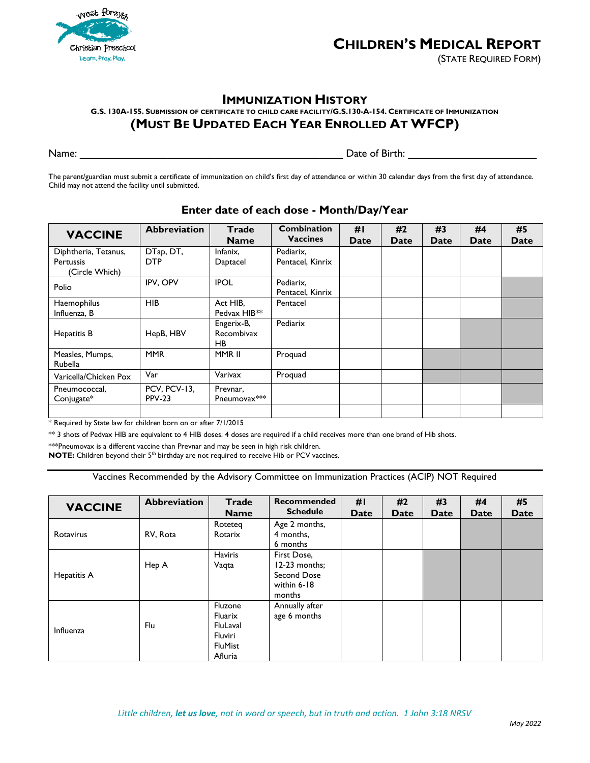# CHILDREN'S MEDICAL REPORT

(STATE REQUIRED FORM)

## IMMUNIZATION HISTORY

**G.S. 130A-155. SUBMISSION OF CERTIFICATE TO CHILD CARE FACILITY/G.S.130-A-154. CERTIFICATE OF IMMUNIZATION**

## (MUST BE UPDATED EACH YEAR ENROLLED AT WFCP)

Name: _______________________________________________ Date of Birth: ______________________

The parent/guardian must submit a certificate of immunization on child's first day of attendance or within 30 calendar days from the first day of attendance. Child may not attend the facility until submitted.

### Enter date of each dose - Month/Day/Year

| VACCINE | Abbreviation | Trade Name | Combination Vaccines | #1 Date | #2 Date | #3 Date | #4 Date | #5 Date |
|---|---|---|---|---|---|---|---|---|
| Diphtheria, Tetanus, Pertussis (Circle Which) | DTap, DT, DTP | Infanix, Daptacel | Pediarix, Pentacel, Kinrix | | | | | |
| Polio | IPV, OPV | IPOL | Pediarix, Pentacel, Kinrix | | | | | |
| Haemophilus Influenza, B | HIB | Act HIB, Pedvax HIB** | Pentacel | | | | | |
| Hepatitis B | HepB, HBV | Engerix-B, Recombivax HB | Pediarix | | | | | |
| Measles, Mumps, Rubella | MMR | MMR II | Proquad | | | | | |
| Varicella/Chicken Pox | Var | Varivax | Proquad | | | | | |
| Pneumococcal, Conjugate* | PCV, PCV-13, PPV-23 | Prevnar, Pneumovax*** | | | | | | |
| | | | | | | | | |

\* Required by State law for children born on or after 7/1/2015

** 3 shots of Pedvax HIB are equivalent to 4 HIB doses. 4 doses are required if a child receives more than one brand of Hib shots.

***Pneumovax is a different vaccine than Prevnar and may be seen in high risk children.

**NOTE:** Children beyond their 5th birthday are not required to receive Hib or PCV vaccines.

---

Vaccines Recommended by the Advisory Committee on Immunization Practices (ACIP) NOT Required

| VACCINE | Abbreviation | Trade Name | Recommended Schedule | #1 Date | #2 Date | #3 Date | #4 Date | #5 Date |
|---|---|---|---|---|---|---|---|---|
| Rotavirus | RV, Rota | Roteteq Rotarix | Age 2 months, 4 months, 6 months | | | | | |
| Hepatitis A | Hep A | Haviris Vaqta | First Dose, 12-23 months; Second Dose within 6-18 months | | | | | |
| Influenza | Flu | Fluzone Fluarix FluLaval Fluviri FluMist Afluria | Annually after age 6 months | | | | | |

*Little children, **let us love**, not in word or speech, but in truth and action. 1 John 3:18 NRSV*

*May 2022*